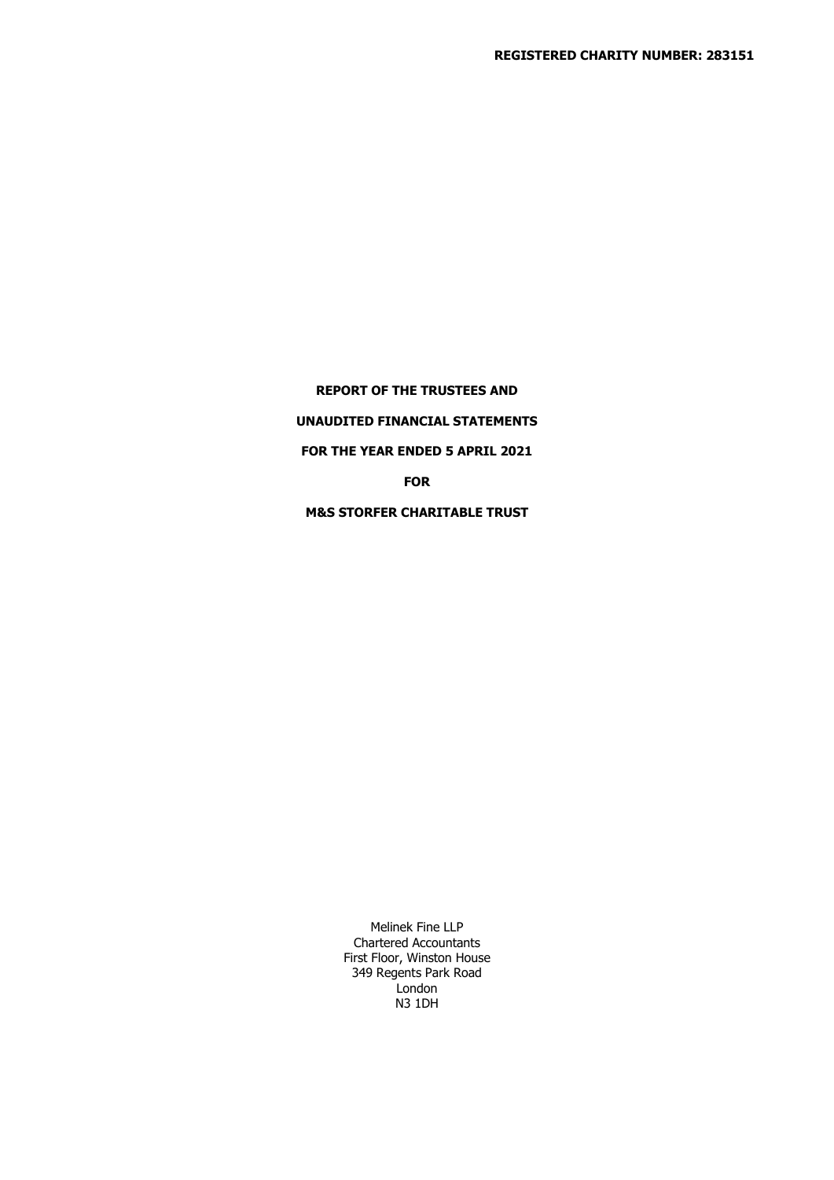**REGISTERED CHARITY NUMBER: 283151**

**REPORT OF THE TRUSTEES AND**

**UNAUDITED FINANCIAL STATEMENTS**

**FOR THE YEAR ENDED 5 APRIL 2021**

**FOR**

**M&S STORFER CHARITABLE TRUST**

Melinek Fine LLP
Chartered Accountants
First Floor, Winston House
349 Regents Park Road
London
N3 1DH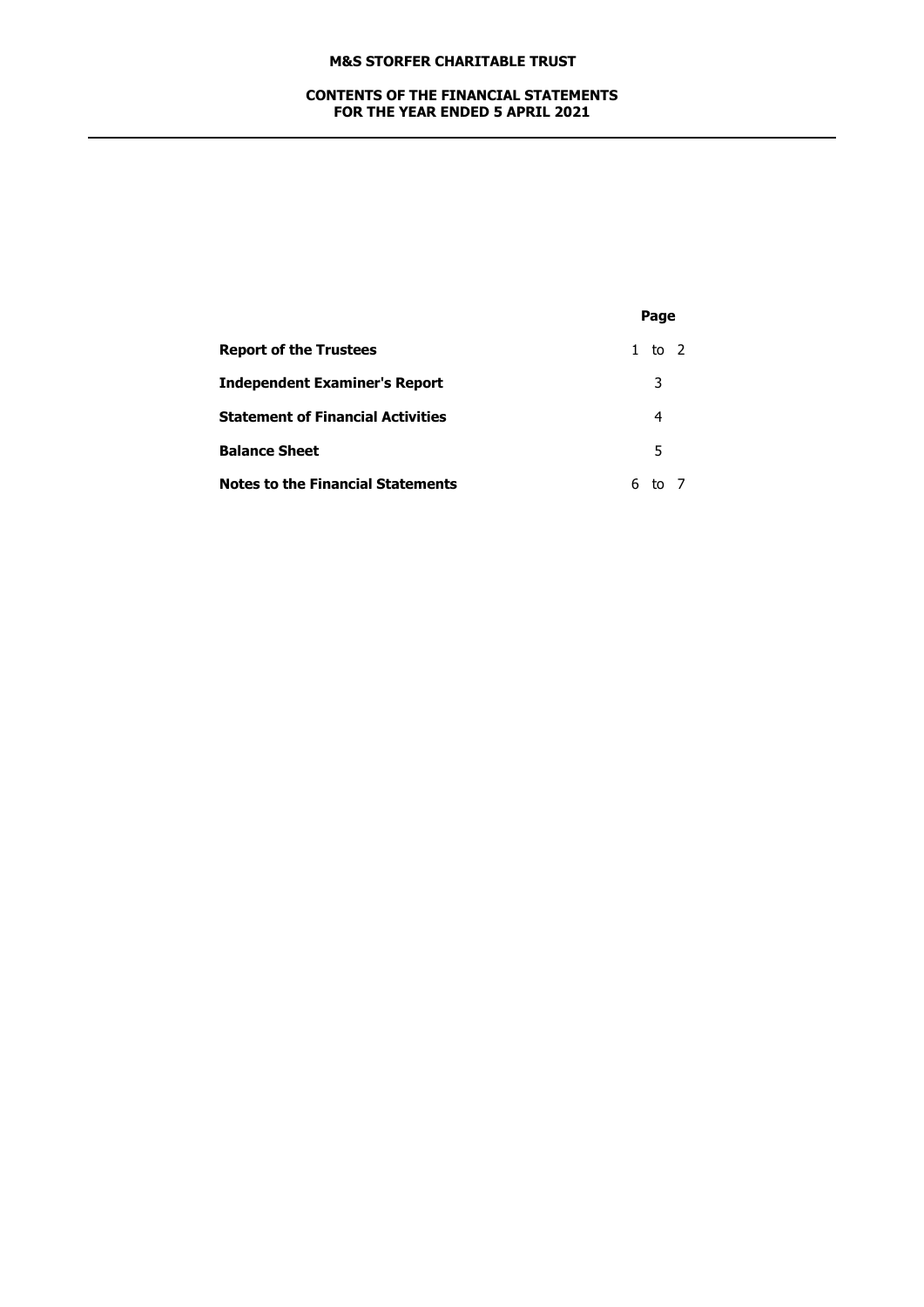**M&S STORFER CHARITABLE TRUST**

**CONTENTS OF THE FINANCIAL STATEMENTS
FOR THE YEAR ENDED 5 APRIL 2021**

| | Page |
|---|---|
| **Report of the Trustees** | 1 to 2 |
| **Independent Examiner's Report** | 3 |
| **Statement of Financial Activities** | 4 |
| **Balance Sheet** | 5 |
| **Notes to the Financial Statements** | 6 to 7 |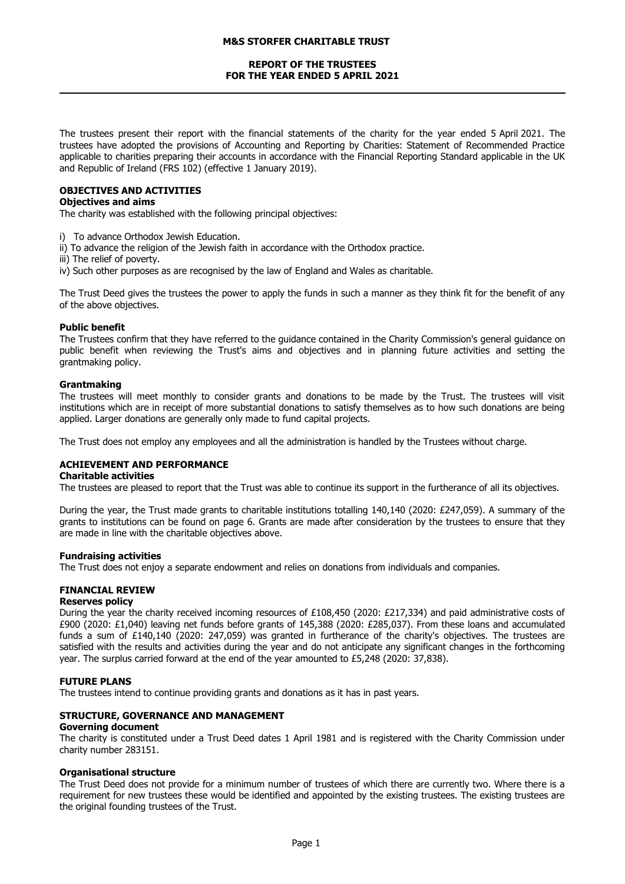# M&S STORFER CHARITABLE TRUST

## REPORT OF THE TRUSTEES FOR THE YEAR ENDED 5 APRIL 2021

The trustees present their report with the financial statements of the charity for the year ended 5 April 2021. The trustees have adopted the provisions of Accounting and Reporting by Charities: Statement of Recommended Practice applicable to charities preparing their accounts in accordance with the Financial Reporting Standard applicable in the UK and Republic of Ireland (FRS 102) (effective 1 January 2019).

### OBJECTIVES AND ACTIVITIES

**Objectives and aims**

The charity was established with the following principal objectives:

i) To advance Orthodox Jewish Education.
ii) To advance the religion of the Jewish faith in accordance with the Orthodox practice.
iii) The relief of poverty.
iv) Such other purposes as are recognised by the law of England and Wales as charitable.

The Trust Deed gives the trustees the power to apply the funds in such a manner as they think fit for the benefit of any of the above objectives.

**Public benefit**

The Trustees confirm that they have referred to the guidance contained in the Charity Commission's general guidance on public benefit when reviewing the Trust's aims and objectives and in planning future activities and setting the grantmaking policy.

**Grantmaking**

The trustees will meet monthly to consider grants and donations to be made by the Trust. The trustees will visit institutions which are in receipt of more substantial donations to satisfy themselves as to how such donations are being applied. Larger donations are generally only made to fund capital projects.

The Trust does not employ any employees and all the administration is handled by the Trustees without charge.

### ACHIEVEMENT AND PERFORMANCE

**Charitable activities**

The trustees are pleased to report that the Trust was able to continue its support in the furtherance of all its objectives.

During the year, the Trust made grants to charitable institutions totalling 140,140 (2020: £247,059). A summary of the grants to institutions can be found on page 6. Grants are made after consideration by the trustees to ensure that they are made in line with the charitable objectives above.

**Fundraising activities**

The Trust does not enjoy a separate endowment and relies on donations from individuals and companies.

### FINANCIAL REVIEW

**Reserves policy**

During the year the charity received incoming resources of £108,450 (2020: £217,334) and paid administrative costs of £900 (2020: £1,040) leaving net funds before grants of 145,388 (2020: £285,037). From these loans and accumulated funds a sum of £140,140 (2020: 247,059) was granted in furtherance of the charity's objectives. The trustees are satisfied with the results and activities during the year and do not anticipate any significant changes in the forthcoming year. The surplus carried forward at the end of the year amounted to £5,248 (2020: 37,838).

### FUTURE PLANS

The trustees intend to continue providing grants and donations as it has in past years.

### STRUCTURE, GOVERNANCE AND MANAGEMENT

**Governing document**

The charity is constituted under a Trust Deed dates 1 April 1981 and is registered with the Charity Commission under charity number 283151.

**Organisational structure**

The Trust Deed does not provide for a minimum number of trustees of which there are currently two. Where there is a requirement for new trustees these would be identified and appointed by the existing trustees. The existing trustees are the original founding trustees of the Trust.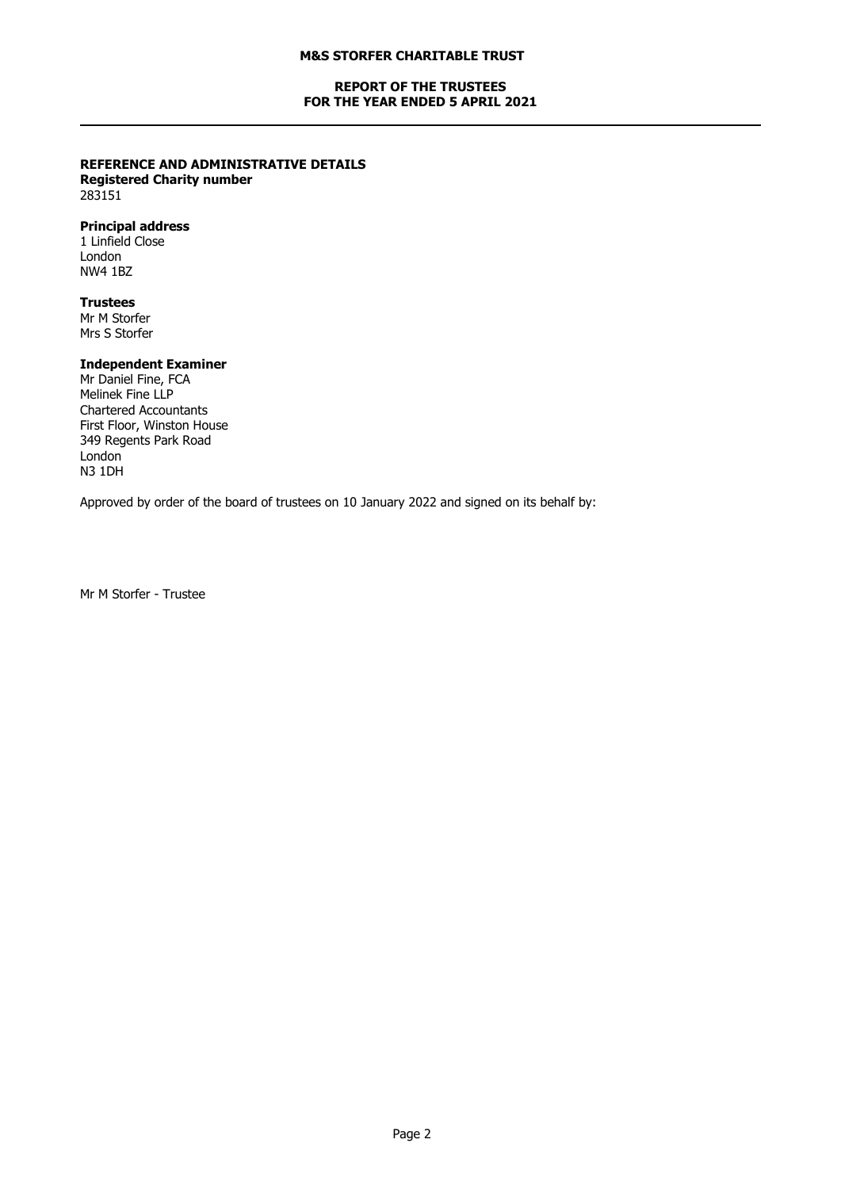## REFERENCE AND ADMINISTRATIVE DETAILS

**Registered Charity number**
283151

**Principal address**
1 Linfield Close
London
NW4 1BZ

**Trustees**
Mr M Storfer
Mrs S Storfer

**Independent Examiner**
Mr Daniel Fine, FCA
Melinek Fine LLP
Chartered Accountants
First Floor, Winston House
349 Regents Park Road
London
N3 1DH

Approved by order of the board of trustees on 10 January 2022 and signed on its behalf by:

Mr M Storfer - Trustee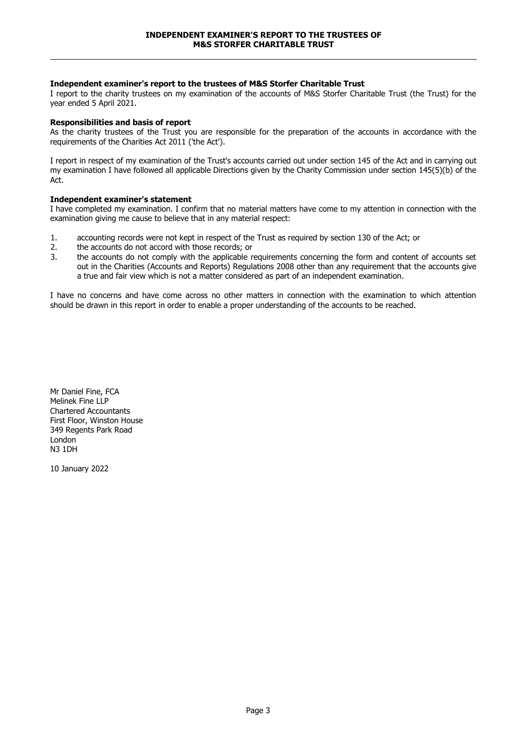# INDEPENDENT EXAMINER'S REPORT TO THE TRUSTEES OF M&S STORFER CHARITABLE TRUST

**Independent examiner's report to the trustees of M&S Storfer Charitable Trust**

I report to the charity trustees on my examination of the accounts of M&S Storfer Charitable Trust (the Trust) for the year ended 5 April 2021.

**Responsibilities and basis of report**

As the charity trustees of the Trust you are responsible for the preparation of the accounts in accordance with the requirements of the Charities Act 2011 ('the Act').

I report in respect of my examination of the Trust's accounts carried out under section 145 of the Act and in carrying out my examination I have followed all applicable Directions given by the Charity Commission under section 145(5)(b) of the Act.

**Independent examiner's statement**

I have completed my examination. I confirm that no material matters have come to my attention in connection with the examination giving me cause to believe that in any material respect:

1. accounting records were not kept in respect of the Trust as required by section 130 of the Act; or
2. the accounts do not accord with those records; or
3. the accounts do not comply with the applicable requirements concerning the form and content of accounts set out in the Charities (Accounts and Reports) Regulations 2008 other than any requirement that the accounts give a true and fair view which is not a matter considered as part of an independent examination.

I have no concerns and have come across no other matters in connection with the examination to which attention should be drawn in this report in order to enable a proper understanding of the accounts to be reached.

Mr Daniel Fine, FCA
Melinek Fine LLP
Chartered Accountants
First Floor, Winston House
349 Regents Park Road
London
N3 1DH

10 January 2022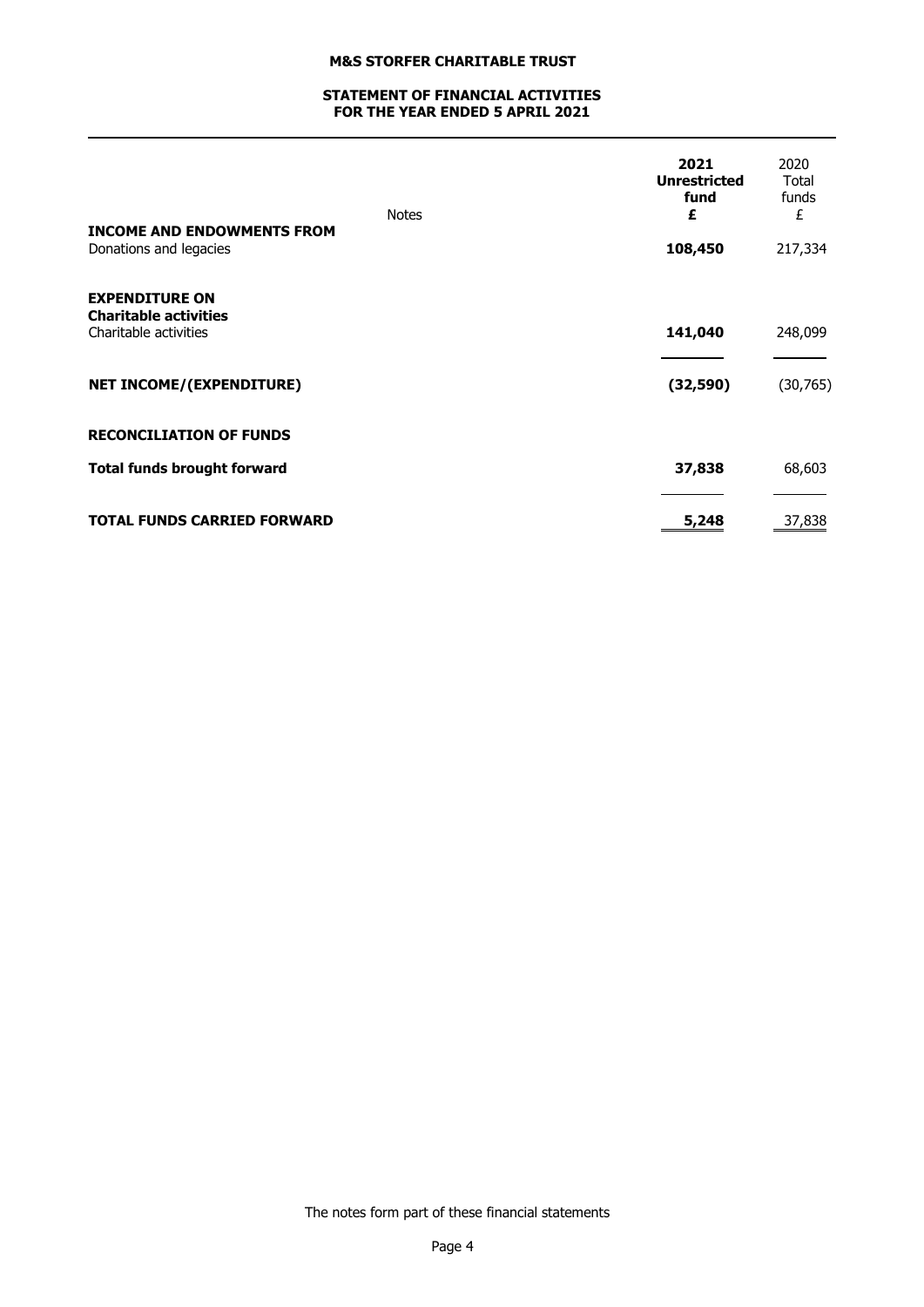# M&S STORFER CHARITABLE TRUST

## STATEMENT OF FINANCIAL ACTIVITIES FOR THE YEAR ENDED 5 APRIL 2021

| | Notes | **2021 Unrestricted fund £** | 2020 Total funds £ |
|---|---|---|---|
| **INCOME AND ENDOWMENTS FROM** | | | |
| Donations and legacies | | **108,450** | 217,334 |
| | | | |
| **EXPENDITURE ON** | | | |
| **Charitable activities** | | | |
| Charitable activities | | **141,040** | 248,099 |
| | | | |
| **NET INCOME/(EXPENDITURE)** | | **(32,590)** | (30,765) |
| | | | |
| **RECONCILIATION OF FUNDS** | | | |
| | | | |
| **Total funds brought forward** | | **37,838** | 68,603 |
| | | | |
| **TOTAL FUNDS CARRIED FORWARD** | | **5,248** | 37,838 |

The notes form part of these financial statements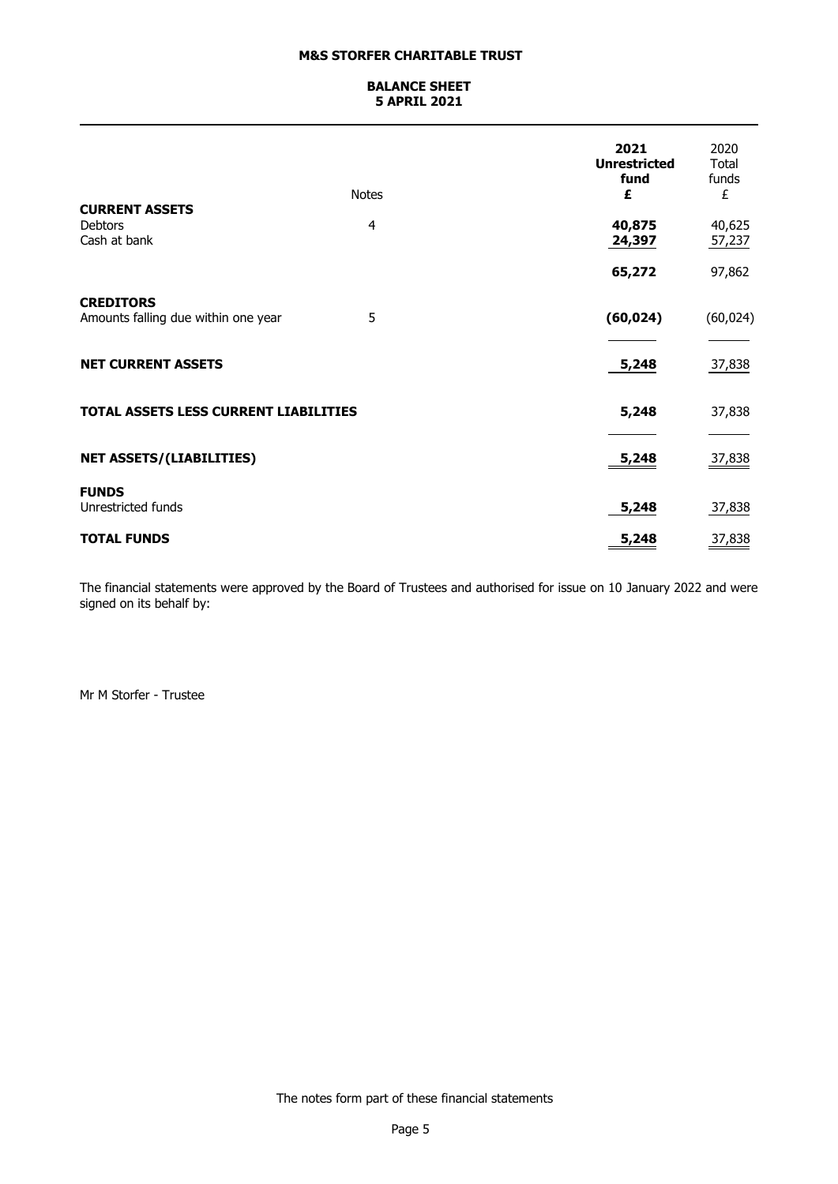# M&S STORFER CHARITABLE TRUST

## BALANCE SHEET
## 5 APRIL 2021

| | Notes | 2021 Unrestricted fund £ | 2020 Total funds £ |
|---|---|---|---|
| **CURRENT ASSETS** | | | |
| Debtors | 4 | **40,875** | 40,625 |
| Cash at bank | | **24,397** | 57,237 |
| | | **65,272** | 97,862 |
| **CREDITORS** | | | |
| Amounts falling due within one year | 5 | **(60,024)** | (60,024) |
| **NET CURRENT ASSETS** | | **5,248** | 37,838 |
| **TOTAL ASSETS LESS CURRENT LIABILITIES** | | **5,248** | 37,838 |
| **NET ASSETS/(LIABILITIES)** | | **5,248** | 37,838 |
| **FUNDS** | | | |
| Unrestricted funds | | **5,248** | 37,838 |
| **TOTAL FUNDS** | | **5,248** | 37,838 |

The financial statements were approved by the Board of Trustees and authorised for issue on 10 January 2022 and were signed on its behalf by:

Mr M Storfer - Trustee

The notes form part of these financial statements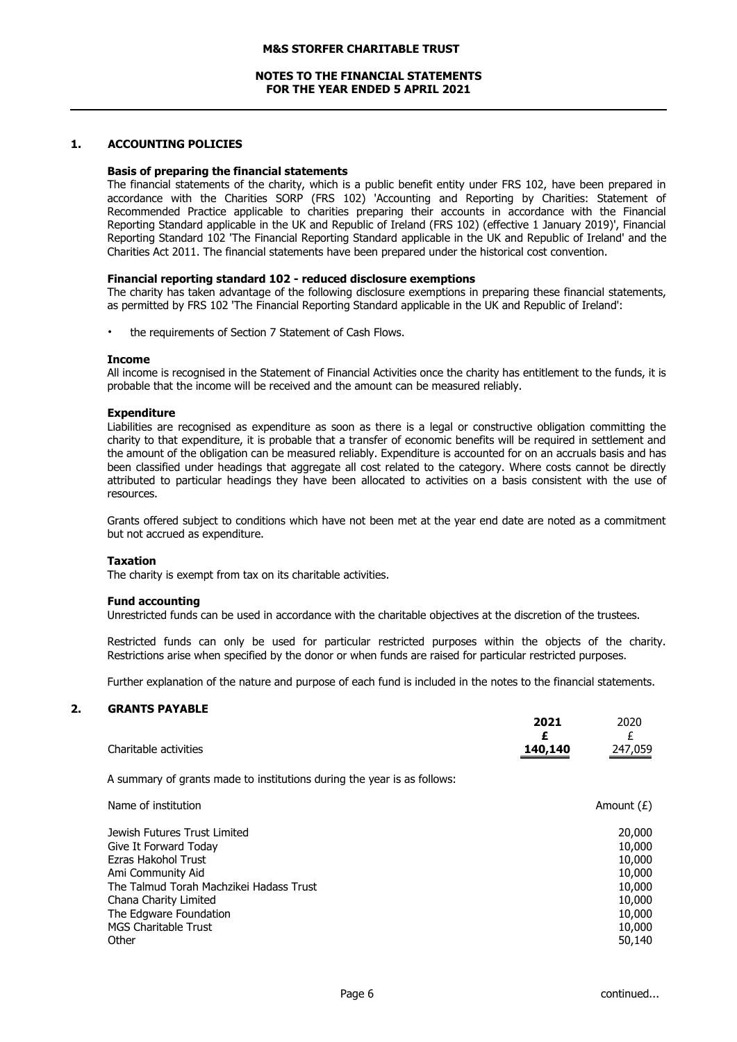# 1. ACCOUNTING POLICIES

## Basis of preparing the financial statements

The financial statements of the charity, which is a public benefit entity under FRS 102, have been prepared in accordance with the Charities SORP (FRS 102) 'Accounting and Reporting by Charities: Statement of Recommended Practice applicable to charities preparing their accounts in accordance with the Financial Reporting Standard applicable in the UK and Republic of Ireland (FRS 102) (effective 1 January 2019)', Financial Reporting Standard 102 'The Financial Reporting Standard applicable in the UK and Republic of Ireland' and the Charities Act 2011. The financial statements have been prepared under the historical cost convention.

## Financial reporting standard 102 - reduced disclosure exemptions

The charity has taken advantage of the following disclosure exemptions in preparing these financial statements, as permitted by FRS 102 'The Financial Reporting Standard applicable in the UK and Republic of Ireland':

- the requirements of Section 7 Statement of Cash Flows.

## Income

All income is recognised in the Statement of Financial Activities once the charity has entitlement to the funds, it is probable that the income will be received and the amount can be measured reliably.

## Expenditure

Liabilities are recognised as expenditure as soon as there is a legal or constructive obligation committing the charity to that expenditure, it is probable that a transfer of economic benefits will be required in settlement and the amount of the obligation can be measured reliably. Expenditure is accounted for on an accruals basis and has been classified under headings that aggregate all cost related to the category. Where costs cannot be directly attributed to particular headings they have been allocated to activities on a basis consistent with the use of resources.

Grants offered subject to conditions which have not been met at the year end date are noted as a commitment but not accrued as expenditure.

## Taxation

The charity is exempt from tax on its charitable activities.

## Fund accounting

Unrestricted funds can be used in accordance with the charitable objectives at the discretion of the trustees.

Restricted funds can only be used for particular restricted purposes within the objects of the charity. Restrictions arise when specified by the donor or when funds are raised for particular restricted purposes.

Further explanation of the nature and purpose of each fund is included in the notes to the financial statements.

# 2. GRANTS PAYABLE

| | **2021** | 2020 |
|---|---|---|
| | **£** | £ |
| Charitable activities | **140,140** | 247,059 |

A summary of grants made to institutions during the year is as follows:

| Name of institution | Amount (£) |
|---|---|
| Jewish Futures Trust Limited | 20,000 |
| Give It Forward Today | 10,000 |
| Ezras Hakohol Trust | 10,000 |
| Ami Community Aid | 10,000 |
| The Talmud Torah Machzikei Hadass Trust | 10,000 |
| Chana Charity Limited | 10,000 |
| The Edgware Foundation | 10,000 |
| MGS Charitable Trust | 10,000 |
| Other | 50,140 |

continued...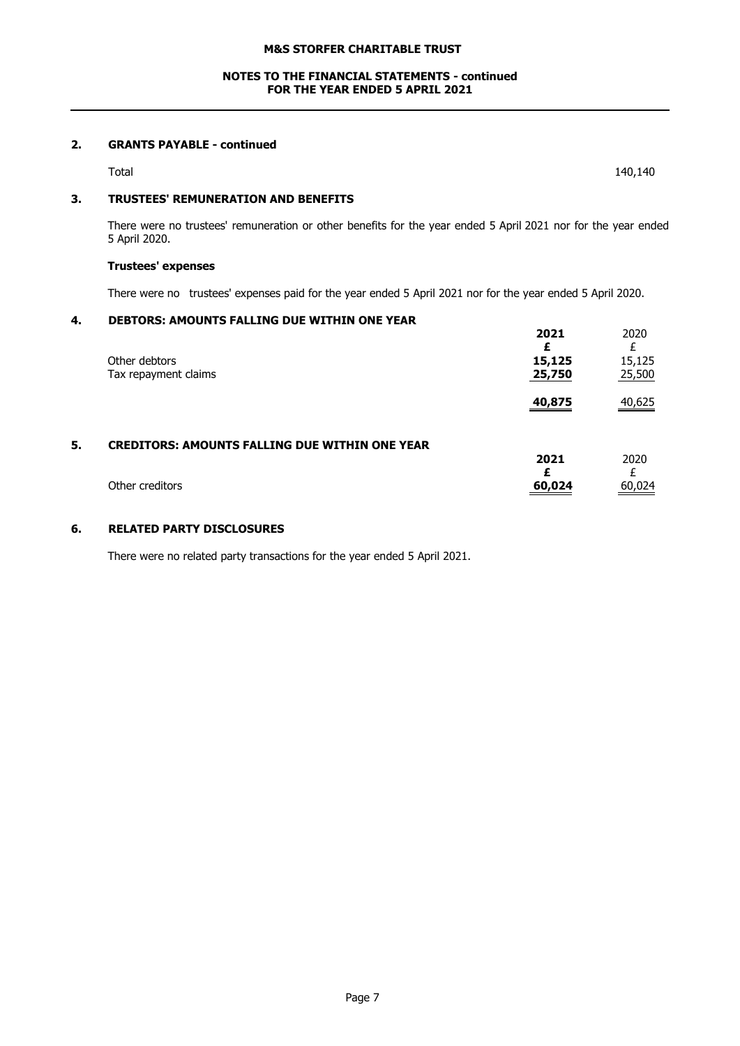## 2. GRANTS PAYABLE - continued

| | |
|---|---|
| Total | 140,140 |

## 3. TRUSTEES' REMUNERATION AND BENEFITS

There were no trustees' remuneration or other benefits for the year ended 5 April 2021 nor for the year ended 5 April 2020.

### Trustees' expenses

There were no trustees' expenses paid for the year ended 5 April 2021 nor for the year ended 5 April 2020.

## 4. DEBTORS: AMOUNTS FALLING DUE WITHIN ONE YEAR

| | 2021 | 2020 |
|---|---|---|
| | £ | £ |
| Other debtors | 15,125 | 15,125 |
| Tax repayment claims | 25,750 | 25,500 |
| | 40,875 | 40,625 |

## 5. CREDITORS: AMOUNTS FALLING DUE WITHIN ONE YEAR

| | 2021 | 2020 |
|---|---|---|
| | £ | £ |
| Other creditors | 60,024 | 60,024 |

## 6. RELATED PARTY DISCLOSURES

There were no related party transactions for the year ended 5 April 2021.